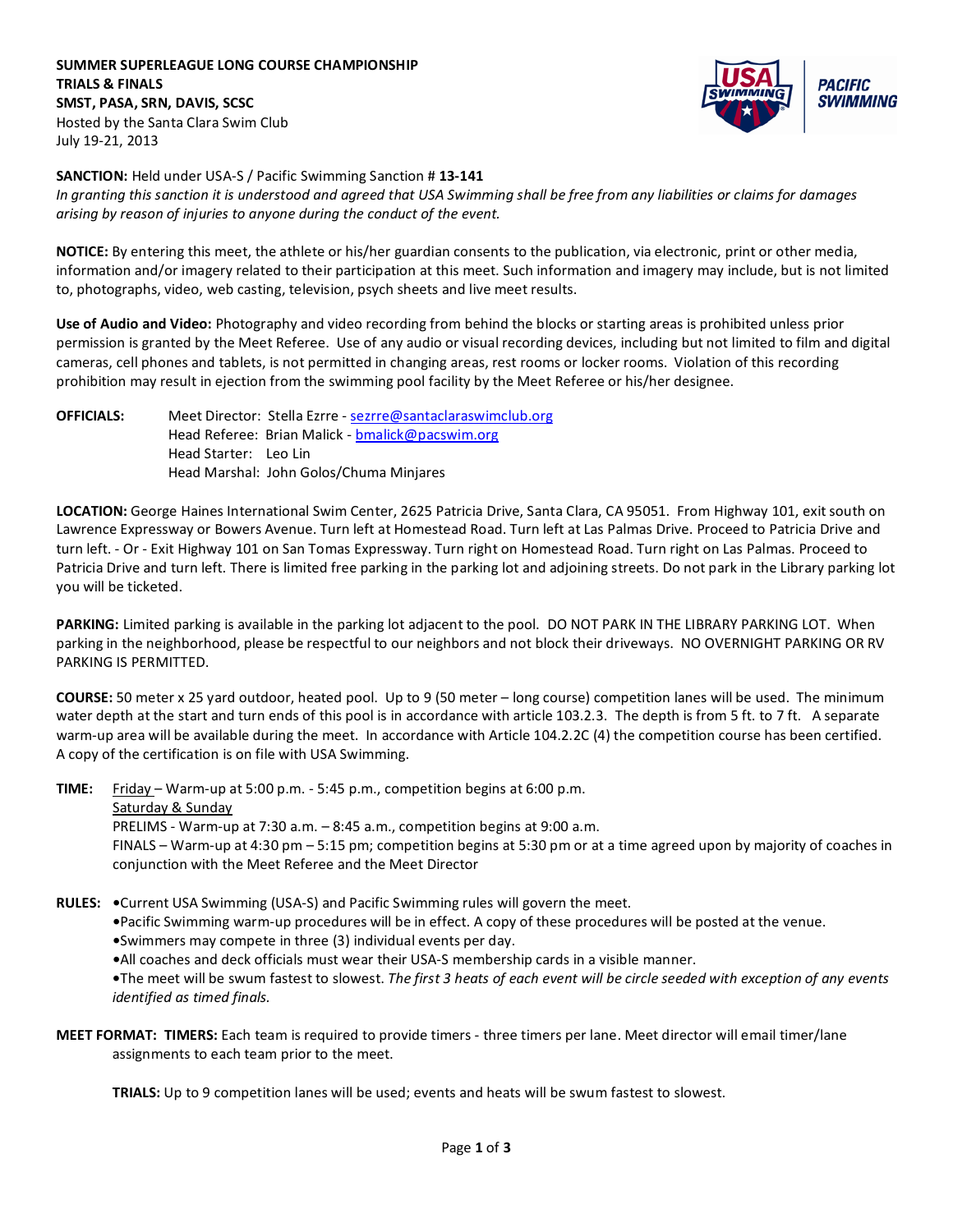**SUMMER SUPERLEAGUE LONG COURSE CHAMPIONSHIP**
**TRIALS & FINALS**
**SMST, PASA, SRN, DAVIS, SCSC**
Hosted by the Santa Clara Swim Club
July 19-21, 2013

**SANCTION:** Held under USA-S / Pacific Swimming Sanction # **13-141**
*In granting this sanction it is understood and agreed that USA Swimming shall be free from any liabilities or claims for damages arising by reason of injuries to anyone during the conduct of the event.*

**NOTICE:** By entering this meet, the athlete or his/her guardian consents to the publication, via electronic, print or other media, information and/or imagery related to their participation at this meet. Such information and imagery may include, but is not limited to, photographs, video, web casting, television, psych sheets and live meet results.

**Use of Audio and Video:** Photography and video recording from behind the blocks or starting areas is prohibited unless prior permission is granted by the Meet Referee. Use of any audio or visual recording devices, including but not limited to film and digital cameras, cell phones and tablets, is not permitted in changing areas, rest rooms or locker rooms. Violation of this recording prohibition may result in ejection from the swimming pool facility by the Meet Referee or his/her designee.

**OFFICIALS:**
Meet Director: Stella Ezrre - sezrre@santaclaraswimclub.org
Head Referee: Brian Malick - bmalick@pacswim.org
Head Starter: Leo Lin
Head Marshal: John Golos/Chuma Minjares

**LOCATION:** George Haines International Swim Center, 2625 Patricia Drive, Santa Clara, CA 95051. From Highway 101, exit south on Lawrence Expressway or Bowers Avenue. Turn left at Homestead Road. Turn left at Las Palmas Drive. Proceed to Patricia Drive and turn left. - Or - Exit Highway 101 on San Tomas Expressway. Turn right on Homestead Road. Turn right on Las Palmas. Proceed to Patricia Drive and turn left. There is limited free parking in the parking lot and adjoining streets. Do not park in the Library parking lot you will be ticketed.

**PARKING:** Limited parking is available in the parking lot adjacent to the pool. DO NOT PARK IN THE LIBRARY PARKING LOT. When parking in the neighborhood, please be respectful to our neighbors and not block their driveways. NO OVERNIGHT PARKING OR RV PARKING IS PERMITTED.

**COURSE:** 50 meter x 25 yard outdoor, heated pool. Up to 9 (50 meter – long course) competition lanes will be used. The minimum water depth at the start and turn ends of this pool is in accordance with article 103.2.3. The depth is from 5 ft. to 7 ft. A separate warm-up area will be available during the meet. In accordance with Article 104.2.2C (4) the competition course has been certified. A copy of the certification is on file with USA Swimming.

**TIME:**
Friday – Warm-up at 5:00 p.m. - 5:45 p.m., competition begins at 6:00 p.m.
Saturday & Sunday
PRELIMS - Warm-up at 7:30 a.m. – 8:45 a.m., competition begins at 9:00 a.m.
FINALS – Warm-up at 4:30 pm – 5:15 pm; competition begins at 5:30 pm or at a time agreed upon by majority of coaches in conjunction with the Meet Referee and the Meet Director

**RULES:**
- Current USA Swimming (USA-S) and Pacific Swimming rules will govern the meet.
- Pacific Swimming warm-up procedures will be in effect. A copy of these procedures will be posted at the venue.
- Swimmers may compete in three (3) individual events per day.
- All coaches and deck officials must wear their USA-S membership cards in a visible manner.
- The meet will be swum fastest to slowest. *The first 3 heats of each event will be circle seeded with exception of any events identified as timed finals.*

**MEET FORMAT: TIMERS:** Each team is required to provide timers - three timers per lane. Meet director will email timer/lane assignments to each team prior to the meet.

**TRIALS:** Up to 9 competition lanes will be used; events and heats will be swum fastest to slowest.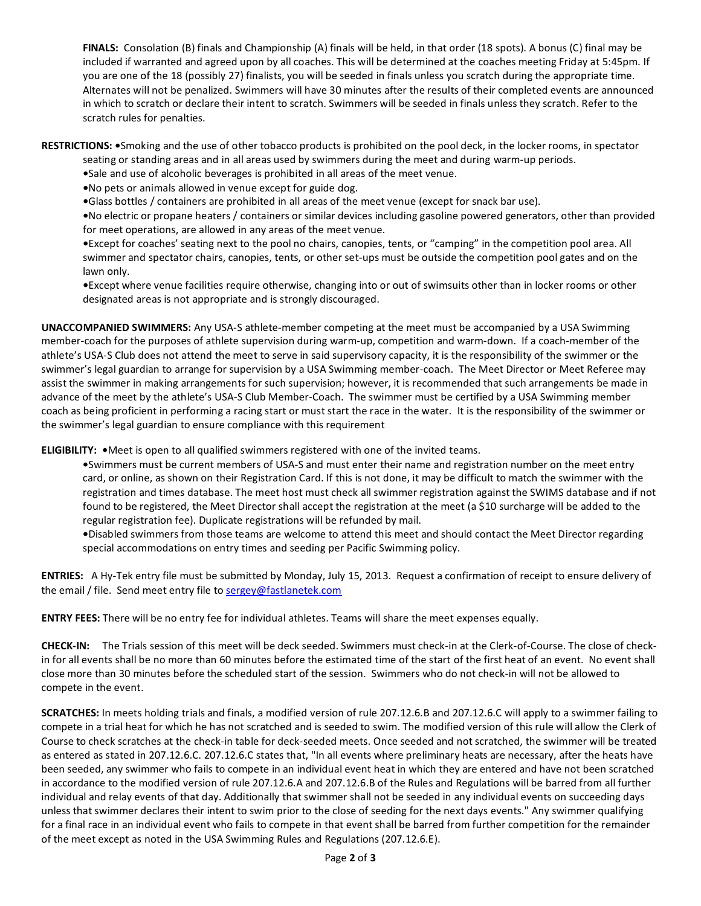**FINALS:** Consolation (B) finals and Championship (A) finals will be held, in that order (18 spots). A bonus (C) final may be included if warranted and agreed upon by all coaches. This will be determined at the coaches meeting Friday at 5:45pm. If you are one of the 18 (possibly 27) finalists, you will be seeded in finals unless you scratch during the appropriate time. Alternates will not be penalized. Swimmers will have 30 minutes after the results of their completed events are announced in which to scratch or declare their intent to scratch. Swimmers will be seeded in finals unless they scratch. Refer to the scratch rules for penalties.

**RESTRICTIONS:** •Smoking and the use of other tobacco products is prohibited on the pool deck, in the locker rooms, in spectator seating or standing areas and in all areas used by swimmers during the meet and during warm-up periods.

•Sale and use of alcoholic beverages is prohibited in all areas of the meet venue.

•No pets or animals allowed in venue except for guide dog.

•Glass bottles / containers are prohibited in all areas of the meet venue (except for snack bar use).

•No electric or propane heaters / containers or similar devices including gasoline powered generators, other than provided for meet operations, are allowed in any areas of the meet venue.

•Except for coaches' seating next to the pool no chairs, canopies, tents, or "camping" in the competition pool area. All swimmer and spectator chairs, canopies, tents, or other set-ups must be outside the competition pool gates and on the lawn only.

•Except where venue facilities require otherwise, changing into or out of swimsuits other than in locker rooms or other designated areas is not appropriate and is strongly discouraged.

**UNACCOMPANIED SWIMMERS:** Any USA-S athlete-member competing at the meet must be accompanied by a USA Swimming member-coach for the purposes of athlete supervision during warm-up, competition and warm-down. If a coach-member of the athlete's USA-S Club does not attend the meet to serve in said supervisory capacity, it is the responsibility of the swimmer or the swimmer's legal guardian to arrange for supervision by a USA Swimming member-coach. The Meet Director or Meet Referee may assist the swimmer in making arrangements for such supervision; however, it is recommended that such arrangements be made in advance of the meet by the athlete's USA-S Club Member-Coach. The swimmer must be certified by a USA Swimming member coach as being proficient in performing a racing start or must start the race in the water. It is the responsibility of the swimmer or the swimmer's legal guardian to ensure compliance with this requirement

**ELIGIBILITY:** •Meet is open to all qualified swimmers registered with one of the invited teams.

•Swimmers must be current members of USA-S and must enter their name and registration number on the meet entry card, or online, as shown on their Registration Card. If this is not done, it may be difficult to match the swimmer with the registration and times database. The meet host must check all swimmer registration against the SWIMS database and if not found to be registered, the Meet Director shall accept the registration at the meet (a $10 surcharge will be added to the regular registration fee). Duplicate registrations will be refunded by mail.

•Disabled swimmers from those teams are welcome to attend this meet and should contact the Meet Director regarding special accommodations on entry times and seeding per Pacific Swimming policy.

**ENTRIES:** A Hy-Tek entry file must be submitted by Monday, July 15, 2013. Request a confirmation of receipt to ensure delivery of the email / file. Send meet entry file to sergey@fastlanetek.com

**ENTRY FEES:** There will be no entry fee for individual athletes. Teams will share the meet expenses equally.

**CHECK-IN:** The Trials session of this meet will be deck seeded. Swimmers must check-in at the Clerk-of-Course. The close of check-in for all events shall be no more than 60 minutes before the estimated time of the start of the first heat of an event. No event shall close more than 30 minutes before the scheduled start of the session. Swimmers who do not check-in will not be allowed to compete in the event.

**SCRATCHES:** In meets holding trials and finals, a modified version of rule 207.12.6.B and 207.12.6.C will apply to a swimmer failing to compete in a trial heat for which he has not scratched and is seeded to swim. The modified version of this rule will allow the Clerk of Course to check scratches at the check-in table for deck-seeded meets. Once seeded and not scratched, the swimmer will be treated as entered as stated in 207.12.6.C. 207.12.6.C states that, "In all events where preliminary heats are necessary, after the heats have been seeded, any swimmer who fails to compete in an individual event heat in which they are entered and have not been scratched in accordance to the modified version of rule 207.12.6.A and 207.12.6.B of the Rules and Regulations will be barred from all further individual and relay events of that day. Additionally that swimmer shall not be seeded in any individual events on succeeding days unless that swimmer declares their intent to swim prior to the close of seeding for the next days events." Any swimmer qualifying for a final race in an individual event who fails to compete in that event shall be barred from further competition for the remainder of the meet except as noted in the USA Swimming Rules and Regulations (207.12.6.E).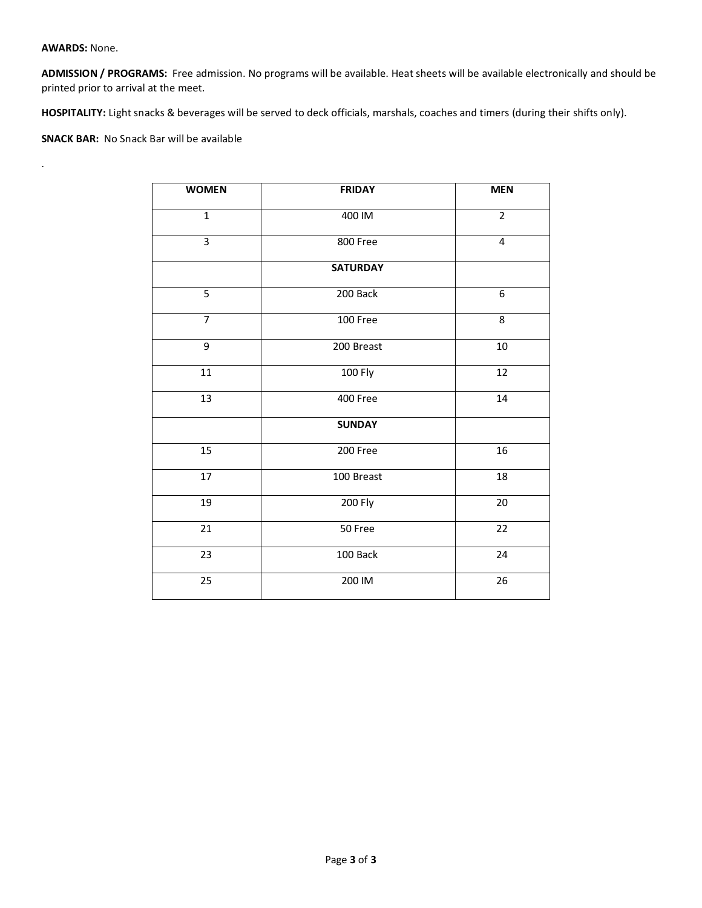**AWARDS:** None.

**ADMISSION / PROGRAMS:** Free admission. No programs will be available. Heat sheets will be available electronically and should be printed prior to arrival at the meet.

**HOSPITALITY:** Light snacks & beverages will be served to deck officials, marshals, coaches and timers (during their shifts only).

**SNACK BAR:** No Snack Bar will be available

.

| WOMEN | FRIDAY | MEN |
|---|---|---|
| 1 | 400 IM | 2 |
| 3 | 800 Free | 4 |
| | **SATURDAY** | |
| 5 | 200 Back | 6 |
| 7 | 100 Free | 8 |
| 9 | 200 Breast | 10 |
| 11 | 100 Fly | 12 |
| 13 | 400 Free | 14 |
| | **SUNDAY** | |
| 15 | 200 Free | 16 |
| 17 | 100 Breast | 18 |
| 19 | 200 Fly | 20 |
| 21 | 50 Free | 22 |
| 23 | 100 Back | 24 |
| 25 | 200 IM | 26 |